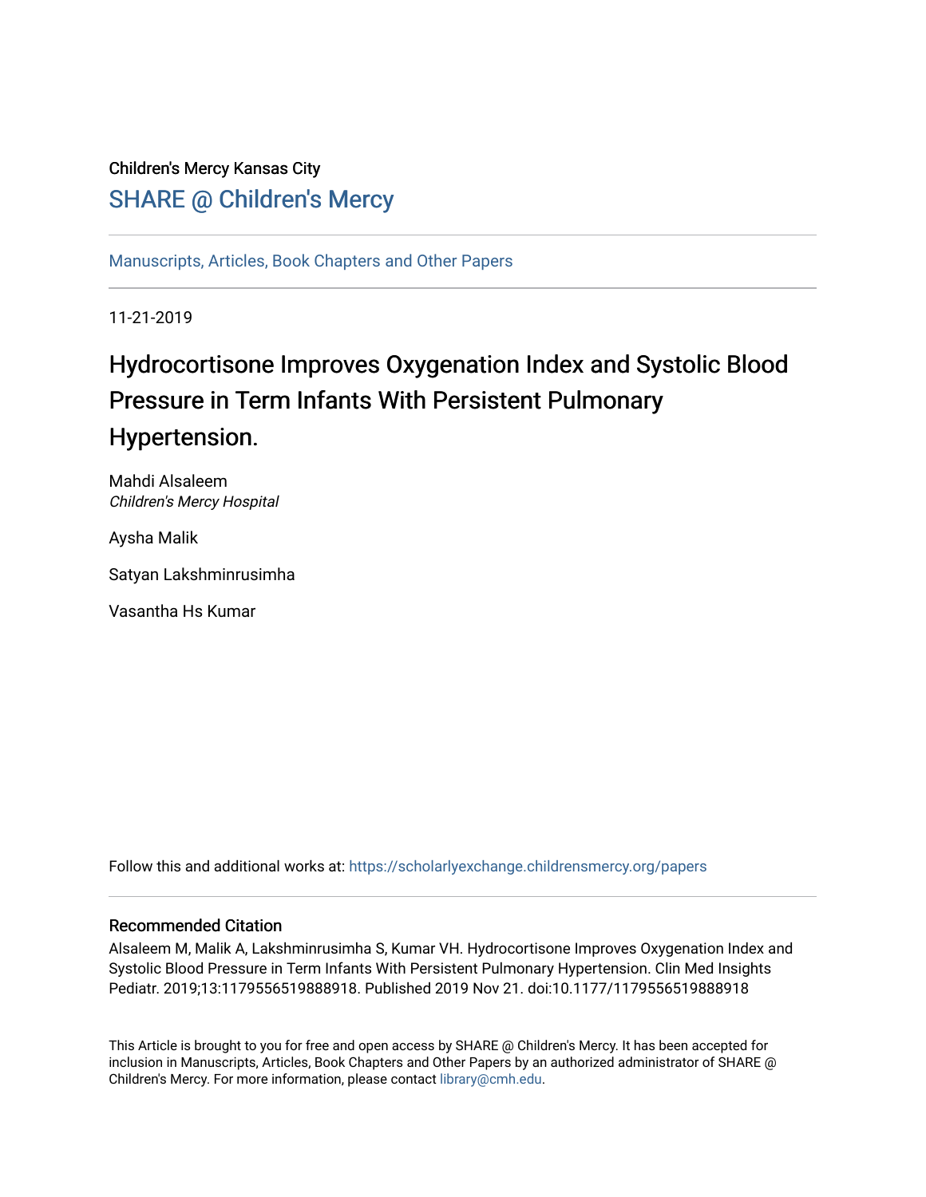Children's Mercy Kansas City

## SHARE @ Children's Mercy

Manuscripts, Articles, Book Chapters and Other Papers

11-21-2019

# Hydrocortisone Improves Oxygenation Index and Systolic Blood Pressure in Term Infants With Persistent Pulmonary Hypertension.

Mahdi Alsaleem
*Children's Mercy Hospital*

Aysha Malik

Satyan Lakshminrusimha

Vasantha Hs Kumar

Follow this and additional works at: https://scholarlyexchange.childrensmercy.org/papers

### Recommended Citation

Alsaleem M, Malik A, Lakshminrusimha S, Kumar VH. Hydrocortisone Improves Oxygenation Index and Systolic Blood Pressure in Term Infants With Persistent Pulmonary Hypertension. Clin Med Insights Pediatr. 2019;13:1179556519888918. Published 2019 Nov 21. doi:10.1177/1179556519888918

This Article is brought to you for free and open access by SHARE @ Children's Mercy. It has been accepted for inclusion in Manuscripts, Articles, Book Chapters and Other Papers by an authorized administrator of SHARE @ Children's Mercy. For more information, please contact library@cmh.edu.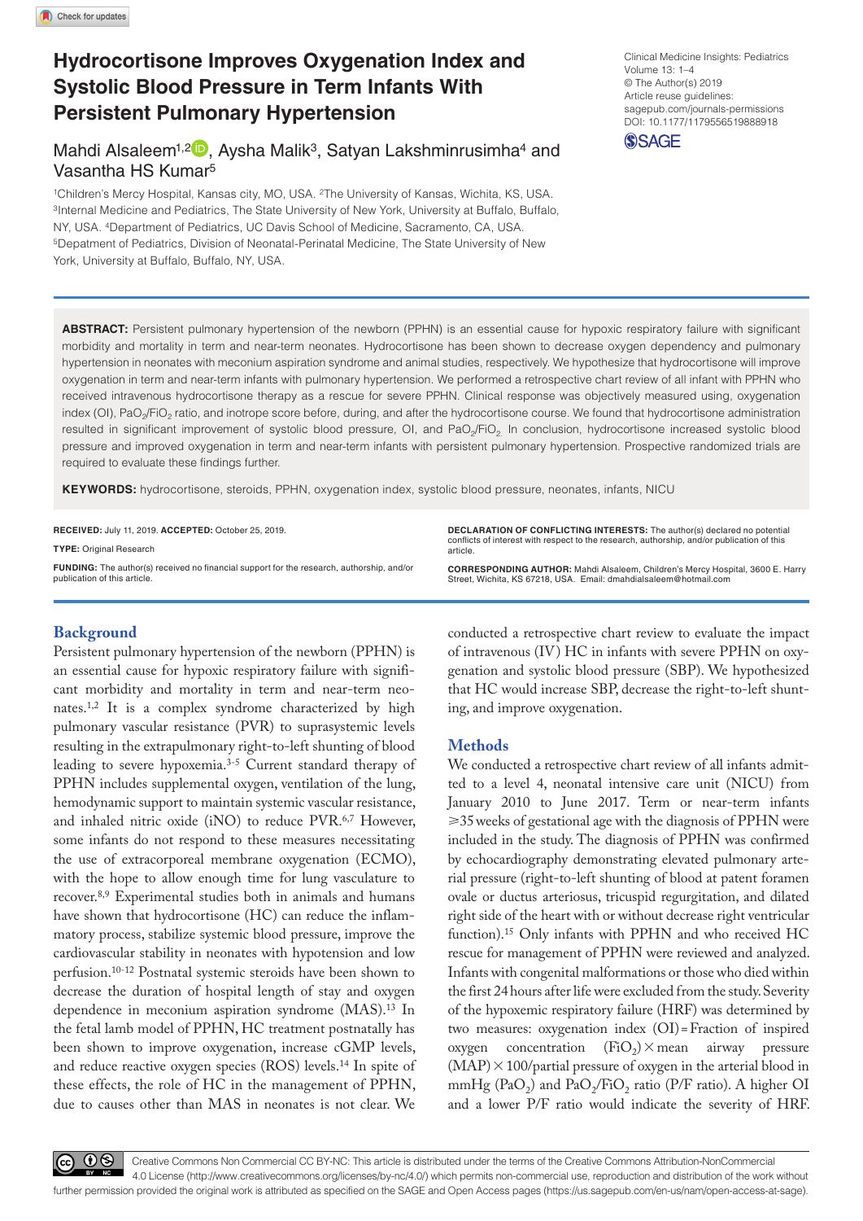# Hydrocortisone Improves Oxygenation Index and Systolic Blood Pressure in Term Infants With Persistent Pulmonary Hypertension

Mahdi Alsaleem[1,2], Aysha Malik[3], Satyan Lakshminrusimha[4] and Vasantha HS Kumar[5]

[1]Children's Mercy Hospital, Kansas city, MO, USA. [2]The University of Kansas, Wichita, KS, USA. [3]Internal Medicine and Pediatrics, The State University of New York, University at Buffalo, Buffalo, NY, USA. [4]Department of Pediatrics, UC Davis School of Medicine, Sacramento, CA, USA. [5]Depatment of Pediatrics, Division of Neonatal-Perinatal Medicine, The State University of New York, University at Buffalo, Buffalo, NY, USA.

Clinical Medicine Insights: Pediatrics
Volume 13: 1–4
© The Author(s) 2019
Article reuse guidelines: sagepub.com/journals-permissions
DOI: 10.1177/1179556519888918

**ABSTRACT:** Persistent pulmonary hypertension of the newborn (PPHN) is an essential cause for hypoxic respiratory failure with significant morbidity and mortality in term and near-term neonates. Hydrocortisone has been shown to decrease oxygen dependency and pulmonary hypertension in neonates with meconium aspiration syndrome and animal studies, respectively. We hypothesize that hydrocortisone will improve oxygenation in term and near-term infants with pulmonary hypertension. We performed a retrospective chart review of all infant with PPHN who received intravenous hydrocortisone therapy as a rescue for severe PPHN. Clinical response was objectively measured using, oxygenation index (OI), $PaO_2/FiO_2$ ratio, and inotrope score before, during, and after the hydrocortisone course. We found that hydrocortisone administration resulted in significant improvement of systolic blood pressure, OI, and $PaO_2/FiO_2$. In conclusion, hydrocortisone increased systolic blood pressure and improved oxygenation in term and near-term infants with persistent pulmonary hypertension. Prospective randomized trials are required to evaluate these findings further.

**KEYWORDS:** hydrocortisone, steroids, PPHN, oxygenation index, systolic blood pressure, neonates, infants, NICU

**RECEIVED:** July 11, 2019. **ACCEPTED:** October 25, 2019.

**TYPE:** Original Research

**FUNDING:** The author(s) received no financial support for the research, authorship, and/or publication of this article.

**DECLARATION OF CONFLICTING INTERESTS:** The author(s) declared no potential conflicts of interest with respect to the research, authorship, and/or publication of this article.

**CORRESPONDING AUTHOR:** Mahdi Alsaleem, Children's Mercy Hospital, 3600 E. Harry Street, Wichita, KS 67218, USA. Email: dmahdialsaleem@hotmail.com

## Background

Persistent pulmonary hypertension of the newborn (PPHN) is an essential cause for hypoxic respiratory failure with significant morbidity and mortality in term and near-term neonates.[1,2] It is a complex syndrome characterized by high pulmonary vascular resistance (PVR) to suprasystemic levels resulting in the extrapulmonary right-to-left shunting of blood leading to severe hypoxemia.[3-5] Current standard therapy of PPHN includes supplemental oxygen, ventilation of the lung, hemodynamic support to maintain systemic vascular resistance, and inhaled nitric oxide (iNO) to reduce PVR.[6,7] However, some infants do not respond to these measures necessitating the use of extracorporeal membrane oxygenation (ECMO), with the hope to allow enough time for lung vasculature to recover.[8,9] Experimental studies both in animals and humans have shown that hydrocortisone (HC) can reduce the inflammatory process, stabilize systemic blood pressure, improve the cardiovascular stability in neonates with hypotension and low perfusion.[10-12] Postnatal systemic steroids have been shown to decrease the duration of hospital length of stay and oxygen dependence in meconium aspiration syndrome (MAS).[13] In the fetal lamb model of PPHN, HC treatment postnatally has been shown to improve oxygenation, increase cGMP levels, and reduce reactive oxygen species (ROS) levels.[14] In spite of these effects, the role of HC in the management of PPHN, due to causes other than MAS in neonates is not clear. We conducted a retrospective chart review to evaluate the impact of intravenous (IV) HC in infants with severe PPHN on oxygenation and systolic blood pressure (SBP). We hypothesized that HC would increase SBP, decrease the right-to-left shunting, and improve oxygenation.

## Methods

We conducted a retrospective chart review of all infants admitted to a level 4, neonatal intensive care unit (NICU) from January 2010 to June 2017. Term or near-term infants ⩾35 weeks of gestational age with the diagnosis of PPHN were included in the study. The diagnosis of PPHN was confirmed by echocardiography demonstrating elevated pulmonary arterial pressure (right-to-left shunting of blood at patent foramen ovale or ductus arteriosus, tricuspid regurgitation, and dilated right side of the heart with or without decrease right ventricular function).[15] Only infants with PPHN and who received HC rescue for management of PPHN were reviewed and analyzed. Infants with congenital malformations or those who died within the first 24 hours after life were excluded from the study. Severity of the hypoxemic respiratory failure (HRF) was determined by two measures: oxygenation index (OI) = Fraction of inspired oxygen concentration ($FiO_2$) × mean airway pressure (MAP) × 100/partial pressure of oxygen in the arterial blood in mmHg ($PaO_2$) and $PaO_2/FiO_2$ ratio (P/F ratio). A higher OI and a lower P/F ratio would indicate the severity of HRF.

Creative Commons Non Commercial CC BY-NC: This article is distributed under the terms of the Creative Commons Attribution-NonCommercial 4.0 License (http://www.creativecommons.org/licenses/by-nc/4.0/) which permits non-commercial use, reproduction and distribution of the work without further permission provided the original work is attributed as specified on the SAGE and Open Access pages (https://us.sagepub.com/en-us/nam/open-access-at-sage).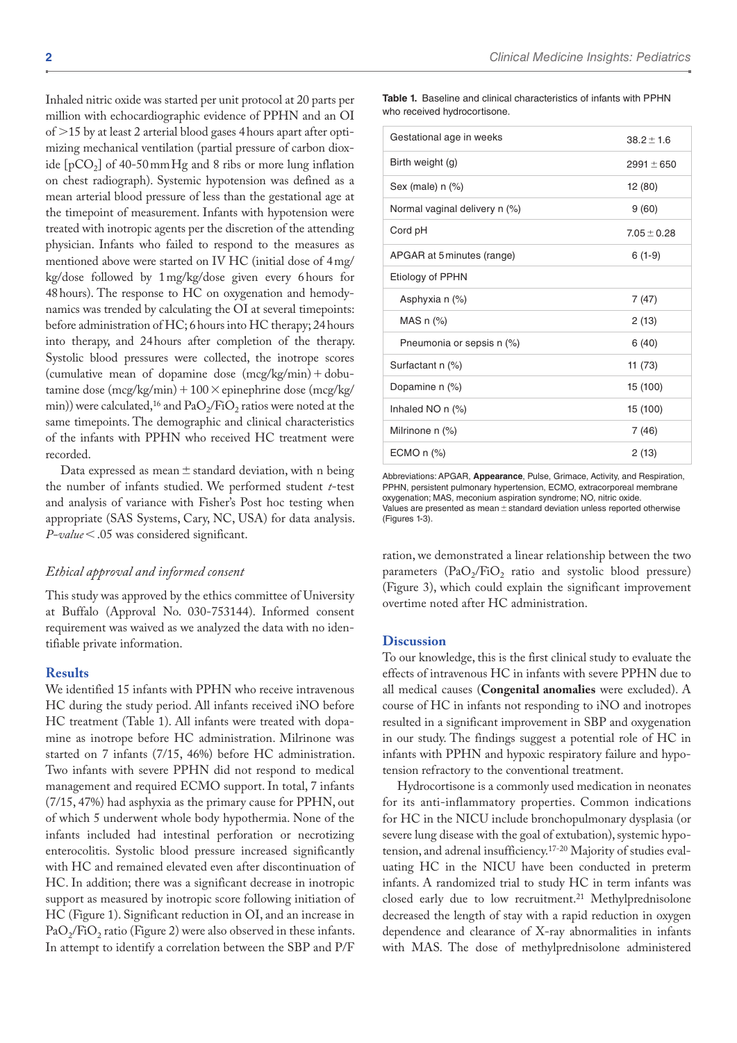Inhaled nitric oxide was started per unit protocol at 20 parts per million with echocardiographic evidence of PPHN and an OI of >15 by at least 2 arterial blood gases 4 hours apart after optimizing mechanical ventilation (partial pressure of carbon dioxide [$pCO_2$] of 40-50 mm Hg and 8 ribs or more lung inflation on chest radiograph). Systemic hypotension was defined as a mean arterial blood pressure of less than the gestational age at the timepoint of measurement. Infants with hypotension were treated with inotropic agents per the discretion of the attending physician. Infants who failed to respond to the measures as mentioned above were started on IV HC (initial dose of 4 mg/kg/dose followed by 1 mg/kg/dose given every 6 hours for 48 hours). The response to HC on oxygenation and hemodynamics was trended by calculating the OI at several timepoints: before administration of HC; 6 hours into HC therapy; 24 hours into therapy, and 24 hours after completion of the therapy. Systolic blood pressures were collected, the inotrope scores (cumulative mean of dopamine dose (mcg/kg/min) + dobutamine dose (mcg/kg/min) + 100 × epinephrine dose (mcg/kg/min)) were calculated,[16] and $PaO_2/FiO_2$ ratios were noted at the same timepoints. The demographic and clinical characteristics of the infants with PPHN who received HC treatment were recorded.

Data expressed as mean ± standard deviation, with n being the number of infants studied. We performed student *t*-test and analysis of variance with Fisher's Post hoc testing when appropriate (SAS Systems, Cary, NC, USA) for data analysis. *P-value* < .05 was considered significant.

### *Ethical approval and informed consent*

This study was approved by the ethics committee of University at Buffalo (Approval No. 030-753144). Informed consent requirement was waived as we analyzed the data with no identifiable private information.

## Results

We identified 15 infants with PPHN who receive intravenous HC during the study period. All infants received iNO before HC treatment (Table 1). All infants were treated with dopamine as inotrope before HC administration. Milrinone was started on 7 infants (7/15, 46%) before HC administration. Two infants with severe PPHN did not respond to medical management and required ECMO support. In total, 7 infants (7/15, 47%) had asphyxia as the primary cause for PPHN, out of which 5 underwent whole body hypothermia. None of the infants included had intestinal perforation or necrotizing enterocolitis. Systolic blood pressure increased significantly with HC and remained elevated even after discontinuation of HC. In addition; there was a significant decrease in inotropic support as measured by inotropic score following initiation of HC (Figure 1). Significant reduction in OI, and an increase in $PaO_2/FiO_2$ ratio (Figure 2) were also observed in these infants. In attempt to identify a correlation between the SBP and P/F ration, we demonstrated a linear relationship between the two parameters ($PaO_2/FiO_2$ ratio and systolic blood pressure) (Figure 3), which could explain the significant improvement overtime noted after HC administration.

**Table 1.** Baseline and clinical characteristics of infants with PPHN who received hydrocortisone.

| | |
|---|---|
| Gestational age in weeks | 38.2 ± 1.6 |
| Birth weight (g) | 2991 ± 650 |
| Sex (male) n (%) | 12 (80) |
| Normal vaginal delivery n (%) | 9 (60) |
| Cord pH | 7.05 ± 0.28 |
| APGAR at 5 minutes (range) | 6 (1-9) |
| Etiology of PPHN | |
| Asphyxia n (%) | 7 (47) |
| MAS n (%) | 2 (13) |
| Pneumonia or sepsis n (%) | 6 (40) |
| Surfactant n (%) | 11 (73) |
| Dopamine n (%) | 15 (100) |
| Inhaled NO n (%) | 15 (100) |
| Milrinone n (%) | 7 (46) |
| ECMO n (%) | 2 (13) |

Abbreviations: APGAR, **Appearance**, Pulse, Grimace, Activity, and Respiration, PPHN, persistent pulmonary hypertension, ECMO, extracorporeal membrane oxygenation; MAS, meconium aspiration syndrome; NO, nitric oxide.
Values are presented as mean ± standard deviation unless reported otherwise (Figures 1-3).

## Discussion

To our knowledge, this is the first clinical study to evaluate the effects of intravenous HC in infants with severe PPHN due to all medical causes (**Congenital anomalies** were excluded). A course of HC in infants not responding to iNO and inotropes resulted in a significant improvement in SBP and oxygenation in our study. The findings suggest a potential role of HC in infants with PPHN and hypoxic respiratory failure and hypotension refractory to the conventional treatment.

Hydrocortisone is a commonly used medication in neonates for its anti-inflammatory properties. Common indications for HC in the NICU include bronchopulmonary dysplasia (or severe lung disease with the goal of extubation), systemic hypotension, and adrenal insufficiency.[17-20] Majority of studies evaluating HC in the NICU have been conducted in preterm infants. A randomized trial to study HC in term infants was closed early due to low recruitment.[21] Methylprednisolone decreased the length of stay with a rapid reduction in oxygen dependence and clearance of X-ray abnormalities in infants with MAS. The dose of methylprednisolone administered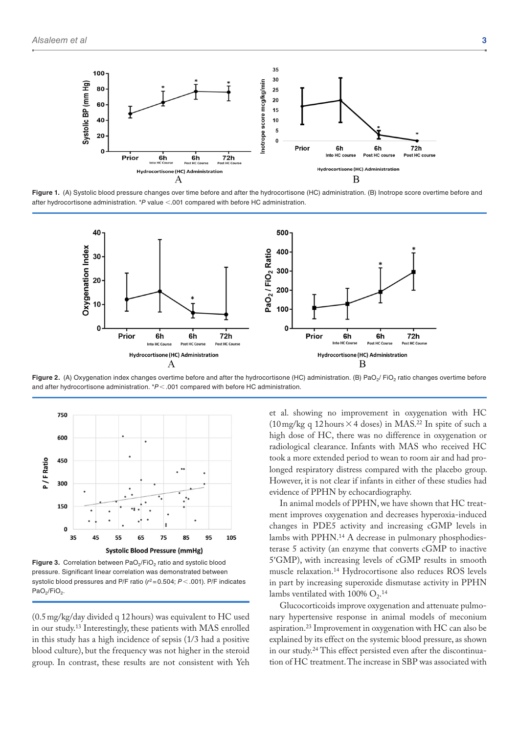Figure 1. (A) Systolic blood pressure changes over time before and after the hydrocortisone (HC) administration. (B) Inotrope score overtime before and after hydrocortisone administration. *$P$ value <.001 compared with before HC administration.

Figure 2. (A) Oxygenation index changes overtime before and after the hydrocortisone (HC) administration. (B) $PaO_2$/ $FiO_2$ ratio changes overtime before and after hydrocortisone administration. *$P$ < .001 compared with before HC administration.

Figure 3. Correlation between $PaO_2$/$FiO_2$ ratio and systolic blood pressure. Significant linear correlation was demonstrated between systolic blood pressures and P/F ratio ($r^2$ = 0.504; $P$ < .001). P/F indicates $PaO_2$/$FiO_2$.

(0.5 mg/kg/day divided q 12 hours) was equivalent to HC used in our study.[13] Interestingly, these patients with MAS enrolled in this study has a high incidence of sepsis (1/3 had a positive blood culture), but the frequency was not higher in the steroid group. In contrast, these results are not consistent with Yeh et al. showing no improvement in oxygenation with HC (10 mg/kg q 12 hours × 4 doses) in MAS.[22] In spite of such a high dose of HC, there was no difference in oxygenation or radiological clearance. Infants with MAS who received HC took a more extended period to wean to room air and had prolonged respiratory distress compared with the placebo group. However, it is not clear if infants in either of these studies had evidence of PPHN by echocardiography.

In animal models of PPHN, we have shown that HC treatment improves oxygenation and decreases hyperoxia-induced changes in PDE5 activity and increasing cGMP levels in lambs with PPHN.[14] A decrease in pulmonary phosphodiesterase 5 activity (an enzyme that converts cGMP to inactive 5′GMP), with increasing levels of cGMP results in smooth muscle relaxation.[14] Hydrocortisone also reduces ROS levels in part by increasing superoxide dismutase activity in PPHN lambs ventilated with 100% $O_2$.[14]

Glucocorticoids improve oxygenation and attenuate pulmonary hypertensive response in animal models of meconium aspiration.[23] Improvement in oxygenation with HC can also be explained by its effect on the systemic blood pressure, as shown in our study.[24] This effect persisted even after the discontinuation of HC treatment. The increase in SBP was associated with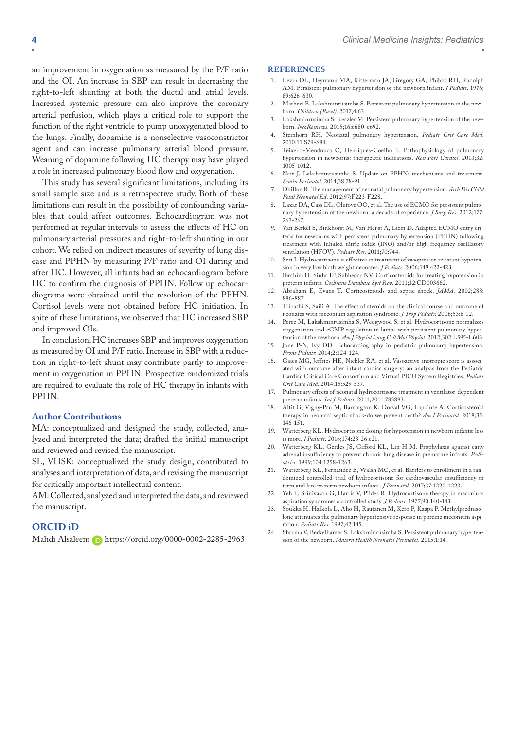an improvement in oxygenation as measured by the P/F ratio and the OI. An increase in SBP can result in decreasing the right-to-left shunting at both the ductal and atrial levels. Increased systemic pressure can also improve the coronary arterial perfusion, which plays a critical role to support the function of the right ventricle to pump unoxygenated blood to the lungs. Finally, dopamine is a nonselective vasoconstrictor agent and can increase pulmonary arterial blood pressure. Weaning of dopamine following HC therapy may have played a role in increased pulmonary blood flow and oxygenation.

This study has several significant limitations, including its small sample size and is a retrospective study. Both of these limitations can result in the possibility of confounding variables that could affect outcomes. Echocardiogram was not performed at regular intervals to assess the effects of HC on pulmonary arterial pressures and right-to-left shunting in our cohort. We relied on indirect measures of severity of lung disease and PPHN by measuring P/F ratio and OI during and after HC. However, all infants had an echocardiogram before HC to confirm the diagnosis of PPHN. Follow up echocardiograms were obtained until the resolution of the PPHN. Cortisol levels were not obtained before HC initiation. In spite of these limitations, we observed that HC increased SBP and improved OIs.

In conclusion, HC increases SBP and improves oxygenation as measured by OI and P/F ratio. Increase in SBP with a reduction in right-to-left shunt may contribute partly to improvement in oxygenation in PPHN. Prospective randomized trials are required to evaluate the role of HC therapy in infants with PPHN.

## Author Contributions

MA: conceptualized and designed the study, collected, analyzed and interpreted the data; drafted the initial manuscript and reviewed and revised the manuscript.

SL, VHSK: conceptualized the study design, contributed to analyses and interpretation of data, and revising the manuscript for critically important intellectual content.

AM: Collected, analyzed and interpreted the data, and reviewed the manuscript.

## ORCID iD

Mahdi Alsaleem https://orcid.org/0000-0002-2285-2963

## References

1. Levin DL, Heymann MA, Kitterman JA, Gregory GA, Phibbs RH, Rudolph AM. Persistent pulmonary hypertension of the newborn infant. *J Pediatr*. 1976; 89:626-630.
2. Mathew B, Lakshminrusimha S. Persistent pulmonary hypertension in the newborn. *Children (Basel)*. 2017;4:63.
3. Lakshminrusimha S, Keszler M. Persistent pulmonary hypertension of the newborn. *NeoReviews*. 2015;16:e680-e692.
4. Steinhorn RH. Neonatal pulmonary hypertension. *Pediatr Crit Care Med*. 2010;11:S79-S84.
5. Teixeira-Mendonca C, Henriques-Coelho T. Pathophysiology of pulmonary hypertension in newborns: therapeutic indications. *Rev Port Cardiol*. 2013;32: 1005-1012.
6. Nair J, Lakshminrusimha S. Update on PPHN: mechanisms and treatment. *Semin Perinatol*. 2014;38:78-91.
7. Dhillon R. The management of neonatal pulmonary hypertension. *Arch Dis Child Fetal Neonatal Ed*. 2012;97:F223-F228.
8. Lazar DA, Cass DL, Olutoye OO, et al. The use of ECMO for persistent pulmonary hypertension of the newborn: a decade of experience. *J Surg Res*. 2012;177: 263-267.
9. Van Berkel S, Binkhorst M, Van Heijst A, Liem D. Adapted ECMO entry criteria for newborns with persistent pulmonary hypertension (PPHN) following treatment with inhaled nitric oxide (INO) and/or high-frequency oscillatory ventilation (HFOV). *Pediatr Res*. 2011;70:744.
10. Seri I. Hydrocortisone is effective in treatment of vasopressor-resistant hypotension in very low birth weight neonates. *J Pediatr*. 2006;149:422-423.
11. Ibrahim H, Sinha IP, Subhedar NV. Corticosteroids for treating hypotension in preterm infants. *Cochrane Database Syst Rev*. 2011;12:CD003662.
12. Abraham E, Evans T. Corticosteroids and septic shock. *JAMA*. 2002;288: 886-887.
13. Tripathi S, Saili A. The effect of steroids on the clinical course and outcome of neonates with meconium aspiration syndrome. *J Trop Pediatr*. 2006;53:8-12.
14. Perez M, Lakshminrusimha S, Wedgwood S, et al. Hydrocortisone normalizes oxygenation and cGMP regulation in lambs with persistent pulmonary hypertension of the newborn. *Am J Physiol Lung Cell Mol Physiol*. 2012;302:L595-L603.
15. Jone P-N, Ivy DD. Echocardiography in pediatric pulmonary hypertension. *Front Pediatr*. 2014;2:124-124.
16. Gaies MG, Jeffries HE, Niebler RA, et al. Vasoactive-inotropic score is associated with outcome after infant cardiac surgery: an analysis from the Pediatric Cardiac Critical Care Consortium and Virtual PICU System Registries. *Pediatr Crit Care Med*. 2014;15:529-537.
17. Pulmonary effects of neonatal hydrocortisone treatment in ventilator-dependent preterm infants. *Int J Pediatr*. 2011;2011:783893.
18. Altit G, Vigny-Pau M, Barrington K, Dorval VG, Lapointe A. Corticosteroid therapy in neonatal septic shock-do we prevent death? *Am J Perinatol*. 2018;35: 146-151.
19. Watterberg KL. Hydrocortisone dosing for hypotension in newborn infants: less is more. *J Pediatr*. 2016;174:23-26.e21.
20. Watterberg KL, Gerdes JS, Gifford KL, Lin H-M. Prophylaxis against early adrenal insufficiency to prevent chronic lung disease in premature infants. *Pediatrics*. 1999;104:1258-1263.
21. Watterberg KL, Fernandez E, Walsh MC, et al. Barriers to enrollment in a randomized controlled trial of hydrocortisone for cardiovascular insufficiency in term and late preterm newborn infants. *J Perinatol*. 2017;37:1220-1223.
22. Yeh T, Srinivasan G, Harris V, Pildes R. Hydrocortisone therapy in meconium aspiration syndrome: a controlled study. *J Pediatr*. 1977;90:140-143.
23. Soukka H, Halkola L, Aho H, Rautanen M, Kero P, Kaapa P. Methylprednisolone attenuates the pulmonary hypertensive response in porcine meconium aspiration. *Pediatr Res*. 1997;42:145.
24. Sharma V, Berkelhamer S, Lakshminrusimha S. Persistent pulmonary hypertension of the newborn. *Matern Health Neonatol Perinatol*. 2015;1:14.